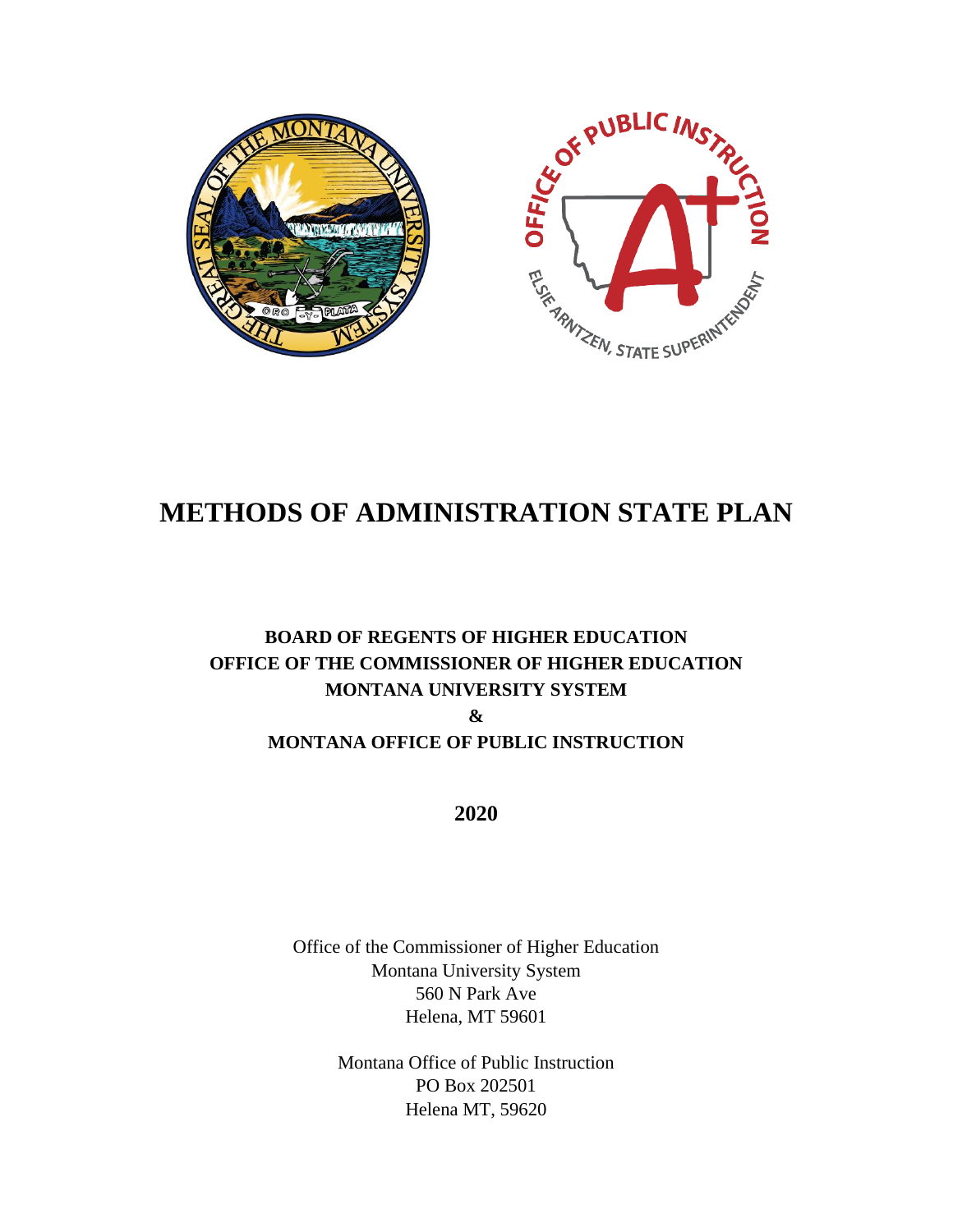# METHODS OF ADMINISTRATION STATE PLAN

**BOARD OF REGENTS OF HIGHER EDUCATION**
**OFFICE OF THE COMMISSIONER OF HIGHER EDUCATION**
**MONTANA UNIVERSITY SYSTEM**
**&**
**MONTANA OFFICE OF PUBLIC INSTRUCTION**

**2020**

Office of the Commissioner of Higher Education
Montana University System
560 N Park Ave
Helena, MT 59601

Montana Office of Public Instruction
PO Box 202501
Helena MT, 59620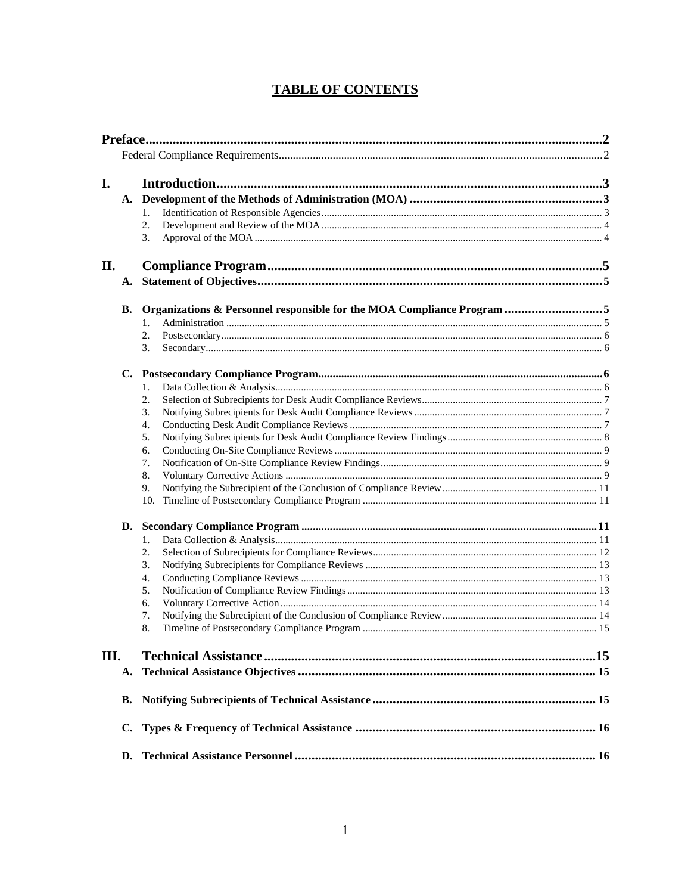# TABLE OF CONTENTS

**Preface** .......... **2**

Federal Compliance Requirements .......... 2

**I. Introduction** .......... **3**

**A. Development of the Methods of Administration (MOA)** .......... **3**

1. Identification of Responsible Agencies .......... 3
2. Development and Review of the MOA .......... 4
3. Approval of the MOA .......... 4

**II. Compliance Program** .......... **5**

**A. Statement of Objectives** .......... **5**

**B. Organizations & Personnel responsible for the MOA Compliance Program** .......... **5**

1. Administration .......... 5
2. Postsecondary .......... 6
3. Secondary .......... 6

**C. Postsecondary Compliance Program** .......... **6**

1. Data Collection & Analysis .......... 6
2. Selection of Subrecipients for Desk Audit Compliance Reviews .......... 7
3. Notifying Subrecipients for Desk Audit Compliance Reviews .......... 7
4. Conducting Desk Audit Compliance Reviews .......... 7
5. Notifying Subrecipients for Desk Audit Compliance Review Findings .......... 8
6. Conducting On-Site Compliance Reviews .......... 9
7. Notification of On-Site Compliance Review Findings .......... 9
8. Voluntary Corrective Actions .......... 9
9. Notifying the Subrecipient of the Conclusion of Compliance Review .......... 11
10. Timeline of Postsecondary Compliance Program .......... 11

**D. Secondary Compliance Program** .......... **11**

1. Data Collection & Analysis .......... 11
2. Selection of Subrecipients for Compliance Reviews .......... 12
3. Notifying Subrecipients for Compliance Reviews .......... 13
4. Conducting Compliance Reviews .......... 13
5. Notification of Compliance Review Findings .......... 13
6. Voluntary Corrective Action .......... 14
7. Notifying the Subrecipient of the Conclusion of Compliance Review .......... 14
8. Timeline of Postsecondary Compliance Program .......... 15

**III. Technical Assistance** .......... **15**

**A. Technical Assistance Objectives** .......... **15**

**B. Notifying Subrecipients of Technical Assistance** .......... **15**

**C. Types & Frequency of Technical Assistance** .......... **16**

**D. Technical Assistance Personnel** .......... **16**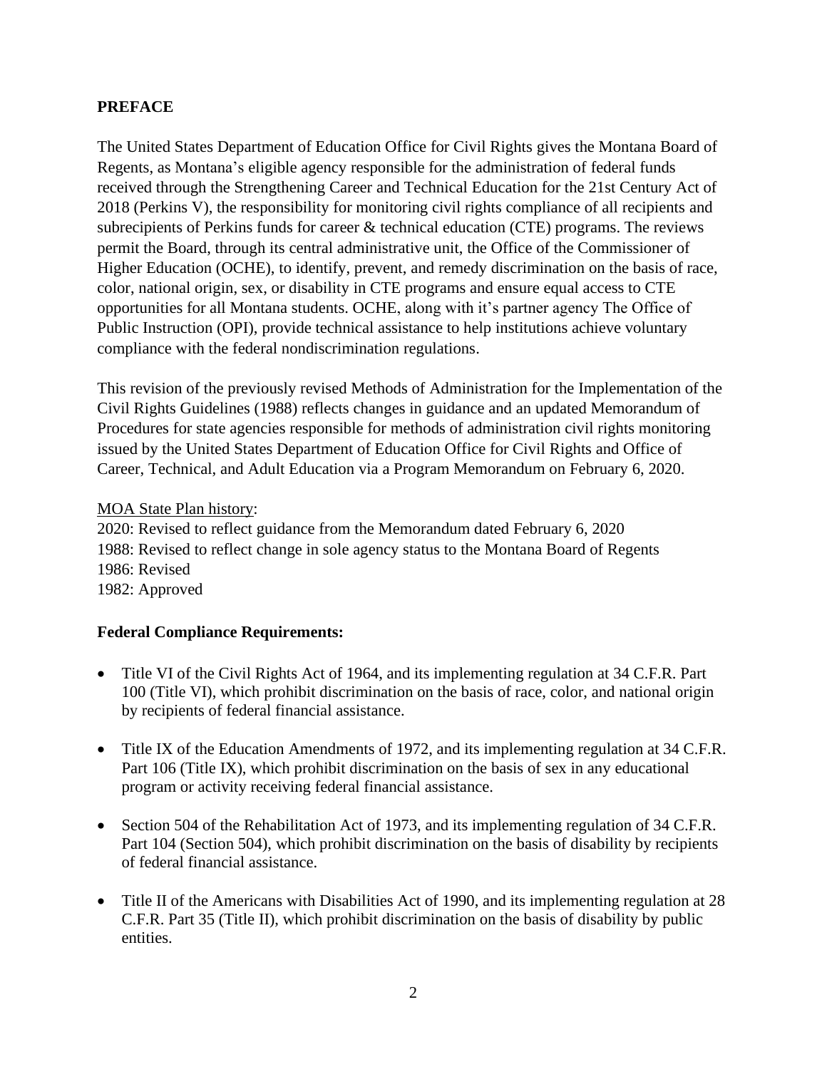## PREFACE

The United States Department of Education Office for Civil Rights gives the Montana Board of Regents, as Montana's eligible agency responsible for the administration of federal funds received through the Strengthening Career and Technical Education for the 21st Century Act of 2018 (Perkins V), the responsibility for monitoring civil rights compliance of all recipients and subrecipients of Perkins funds for career & technical education (CTE) programs. The reviews permit the Board, through its central administrative unit, the Office of the Commissioner of Higher Education (OCHE), to identify, prevent, and remedy discrimination on the basis of race, color, national origin, sex, or disability in CTE programs and ensure equal access to CTE opportunities for all Montana students. OCHE, along with it's partner agency The Office of Public Instruction (OPI), provide technical assistance to help institutions achieve voluntary compliance with the federal nondiscrimination regulations.

This revision of the previously revised Methods of Administration for the Implementation of the Civil Rights Guidelines (1988) reflects changes in guidance and an updated Memorandum of Procedures for state agencies responsible for methods of administration civil rights monitoring issued by the United States Department of Education Office for Civil Rights and Office of Career, Technical, and Adult Education via a Program Memorandum on February 6, 2020.

MOA State Plan history:
2020: Revised to reflect guidance from the Memorandum dated February 6, 2020
1988: Revised to reflect change in sole agency status to the Montana Board of Regents
1986: Revised
1982: Approved

**Federal Compliance Requirements:**

- Title VI of the Civil Rights Act of 1964, and its implementing regulation at 34 C.F.R. Part 100 (Title VI), which prohibit discrimination on the basis of race, color, and national origin by recipients of federal financial assistance.

- Title IX of the Education Amendments of 1972, and its implementing regulation at 34 C.F.R. Part 106 (Title IX), which prohibit discrimination on the basis of sex in any educational program or activity receiving federal financial assistance.

- Section 504 of the Rehabilitation Act of 1973, and its implementing regulation of 34 C.F.R. Part 104 (Section 504), which prohibit discrimination on the basis of disability by recipients of federal financial assistance.

- Title II of the Americans with Disabilities Act of 1990, and its implementing regulation at 28 C.F.R. Part 35 (Title II), which prohibit discrimination on the basis of disability by public entities.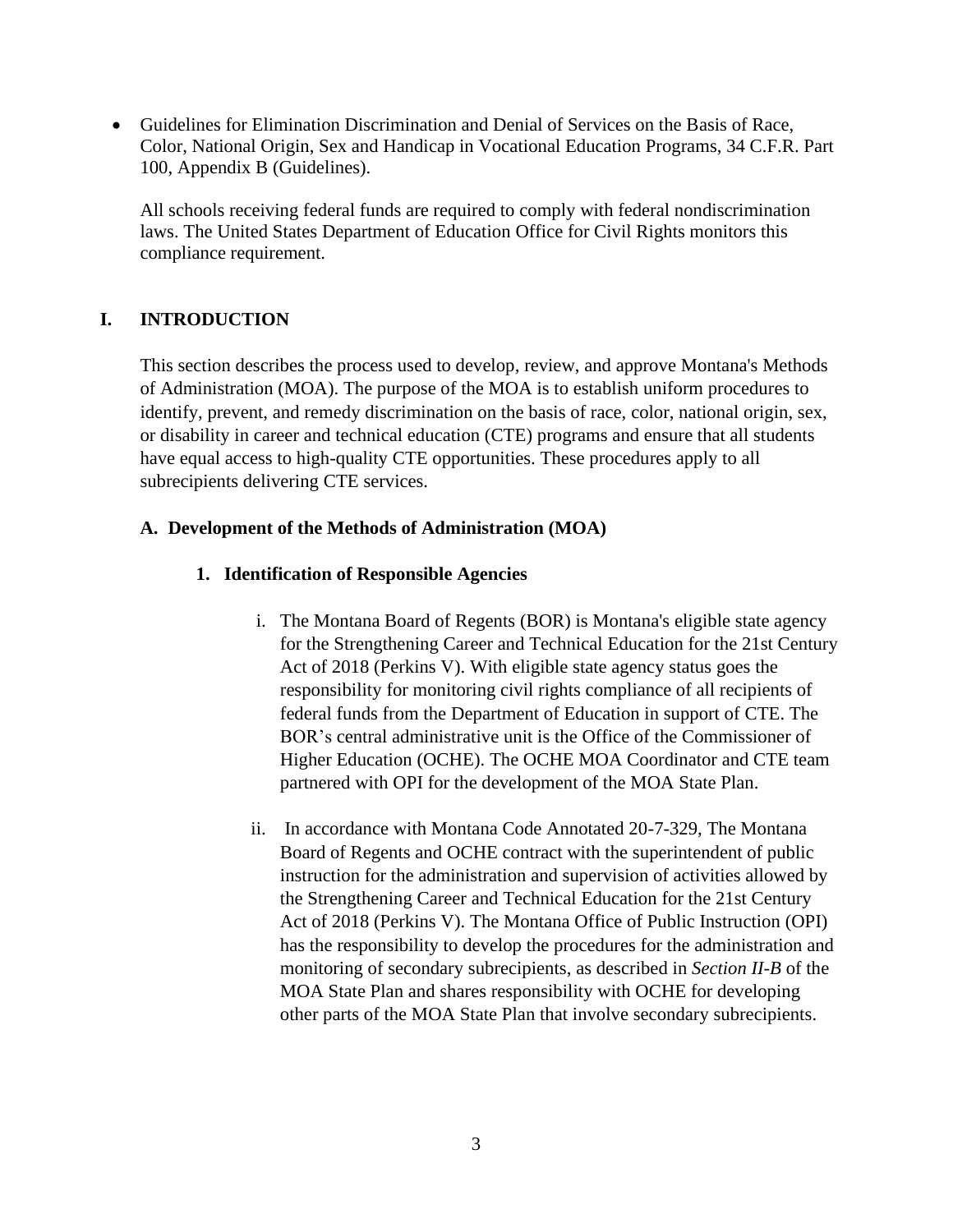- Guidelines for Elimination Discrimination and Denial of Services on the Basis of Race, Color, National Origin, Sex and Handicap in Vocational Education Programs, 34 C.F.R. Part 100, Appendix B (Guidelines).

  All schools receiving federal funds are required to comply with federal nondiscrimination laws. The United States Department of Education Office for Civil Rights monitors this compliance requirement.

# I. INTRODUCTION

This section describes the process used to develop, review, and approve Montana's Methods of Administration (MOA). The purpose of the MOA is to establish uniform procedures to identify, prevent, and remedy discrimination on the basis of race, color, national origin, sex, or disability in career and technical education (CTE) programs and ensure that all students have equal access to high-quality CTE opportunities. These procedures apply to all subrecipients delivering CTE services.

## A. Development of the Methods of Administration (MOA)

### 1. Identification of Responsible Agencies

i. The Montana Board of Regents (BOR) is Montana's eligible state agency for the Strengthening Career and Technical Education for the 21st Century Act of 2018 (Perkins V). With eligible state agency status goes the responsibility for monitoring civil rights compliance of all recipients of federal funds from the Department of Education in support of CTE. The BOR's central administrative unit is the Office of the Commissioner of Higher Education (OCHE). The OCHE MOA Coordinator and CTE team partnered with OPI for the development of the MOA State Plan.

ii. In accordance with Montana Code Annotated 20-7-329, The Montana Board of Regents and OCHE contract with the superintendent of public instruction for the administration and supervision of activities allowed by the Strengthening Career and Technical Education for the 21st Century Act of 2018 (Perkins V). The Montana Office of Public Instruction (OPI) has the responsibility to develop the procedures for the administration and monitoring of secondary subrecipients, as described in *Section II-B* of the MOA State Plan and shares responsibility with OCHE for developing other parts of the MOA State Plan that involve secondary subrecipients.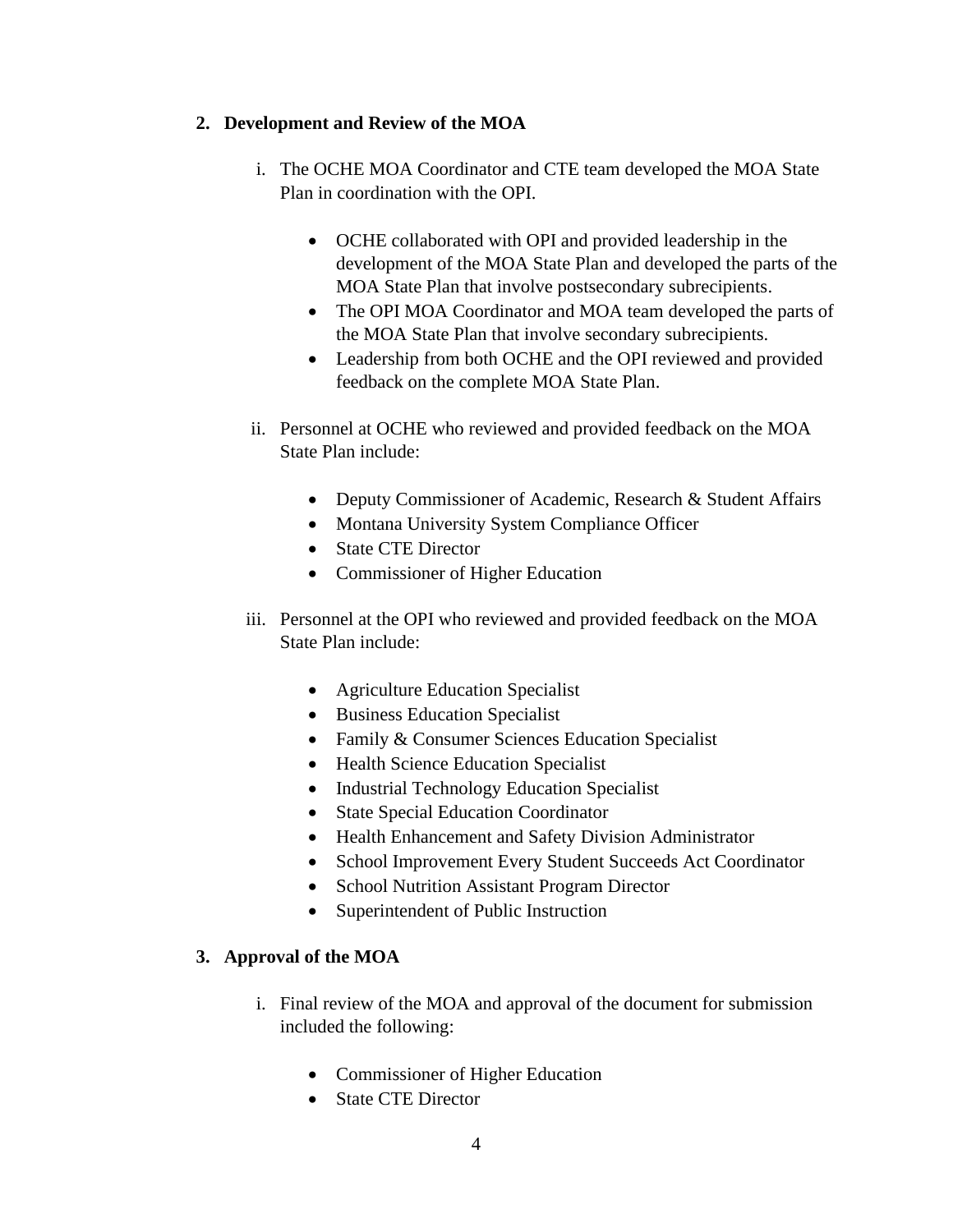## 2. Development and Review of the MOA

i. The OCHE MOA Coordinator and CTE team developed the MOA State Plan in coordination with the OPI.

- OCHE collaborated with OPI and provided leadership in the development of the MOA State Plan and developed the parts of the MOA State Plan that involve postsecondary subrecipients.
- The OPI MOA Coordinator and MOA team developed the parts of the MOA State Plan that involve secondary subrecipients.
- Leadership from both OCHE and the OPI reviewed and provided feedback on the complete MOA State Plan.

ii. Personnel at OCHE who reviewed and provided feedback on the MOA State Plan include:

- Deputy Commissioner of Academic, Research & Student Affairs
- Montana University System Compliance Officer
- State CTE Director
- Commissioner of Higher Education

iii. Personnel at the OPI who reviewed and provided feedback on the MOA State Plan include:

- Agriculture Education Specialist
- Business Education Specialist
- Family & Consumer Sciences Education Specialist
- Health Science Education Specialist
- Industrial Technology Education Specialist
- State Special Education Coordinator
- Health Enhancement and Safety Division Administrator
- School Improvement Every Student Succeeds Act Coordinator
- School Nutrition Assistant Program Director
- Superintendent of Public Instruction

## 3. Approval of the MOA

i. Final review of the MOA and approval of the document for submission included the following:

- Commissioner of Higher Education
- State CTE Director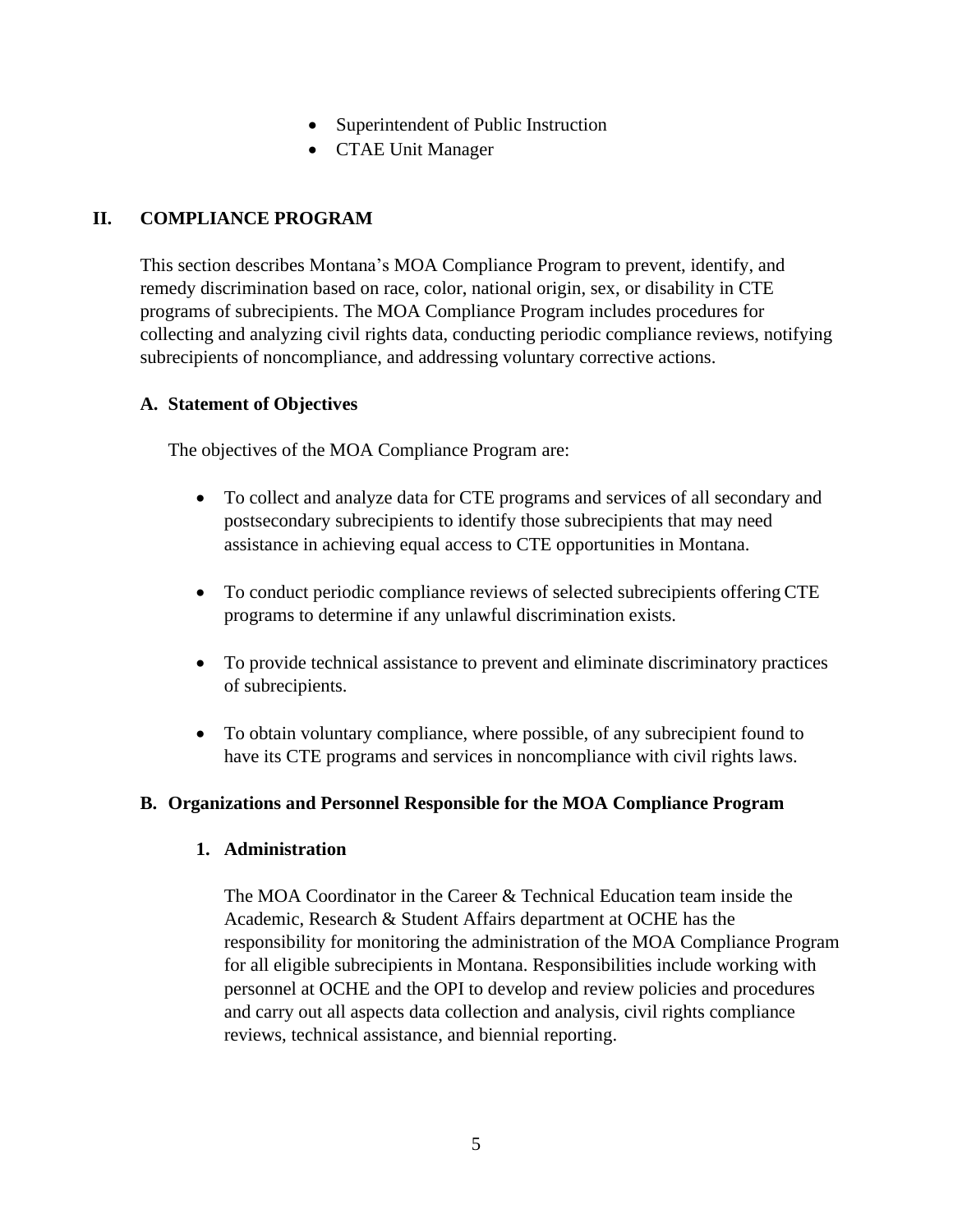- Superintendent of Public Instruction
- CTAE Unit Manager

## II. COMPLIANCE PROGRAM

This section describes Montana's MOA Compliance Program to prevent, identify, and remedy discrimination based on race, color, national origin, sex, or disability in CTE programs of subrecipients. The MOA Compliance Program includes procedures for collecting and analyzing civil rights data, conducting periodic compliance reviews, notifying subrecipients of noncompliance, and addressing voluntary corrective actions.

### A. Statement of Objectives

The objectives of the MOA Compliance Program are:

- To collect and analyze data for CTE programs and services of all secondary and postsecondary subrecipients to identify those subrecipients that may need assistance in achieving equal access to CTE opportunities in Montana.
- To conduct periodic compliance reviews of selected subrecipients offering CTE programs to determine if any unlawful discrimination exists.
- To provide technical assistance to prevent and eliminate discriminatory practices of subrecipients.
- To obtain voluntary compliance, where possible, of any subrecipient found to have its CTE programs and services in noncompliance with civil rights laws.

### B. Organizations and Personnel Responsible for the MOA Compliance Program

#### 1. Administration

The MOA Coordinator in the Career & Technical Education team inside the Academic, Research & Student Affairs department at OCHE has the responsibility for monitoring the administration of the MOA Compliance Program for all eligible subrecipients in Montana. Responsibilities include working with personnel at OCHE and the OPI to develop and review policies and procedures and carry out all aspects data collection and analysis, civil rights compliance reviews, technical assistance, and biennial reporting.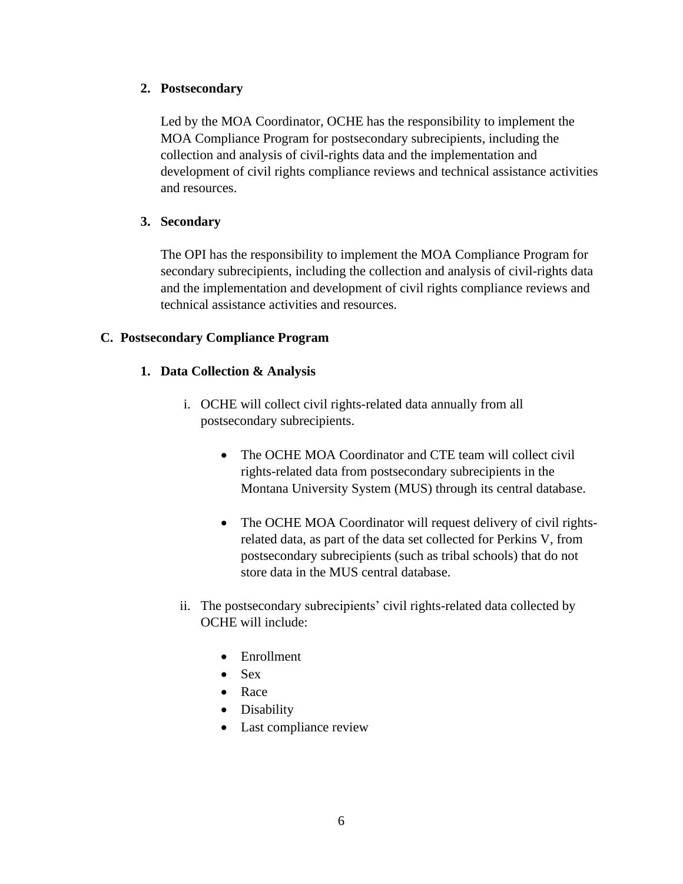**2. Postsecondary**

Led by the MOA Coordinator, OCHE has the responsibility to implement the MOA Compliance Program for postsecondary subrecipients, including the collection and analysis of civil-rights data and the implementation and development of civil rights compliance reviews and technical assistance activities and resources.

**3. Secondary**

The OPI has the responsibility to implement the MOA Compliance Program for secondary subrecipients, including the collection and analysis of civil-rights data and the implementation and development of civil rights compliance reviews and technical assistance activities and resources.

**C. Postsecondary Compliance Program**

**1. Data Collection & Analysis**

i. OCHE will collect civil rights-related data annually from all postsecondary subrecipients.

- The OCHE MOA Coordinator and CTE team will collect civil rights-related data from postsecondary subrecipients in the Montana University System (MUS) through its central database.

- The OCHE MOA Coordinator will request delivery of civil rights-related data, as part of the data set collected for Perkins V, from postsecondary subrecipients (such as tribal schools) that do not store data in the MUS central database.

ii. The postsecondary subrecipients' civil rights-related data collected by OCHE will include:

- Enrollment
- Sex
- Race
- Disability
- Last compliance review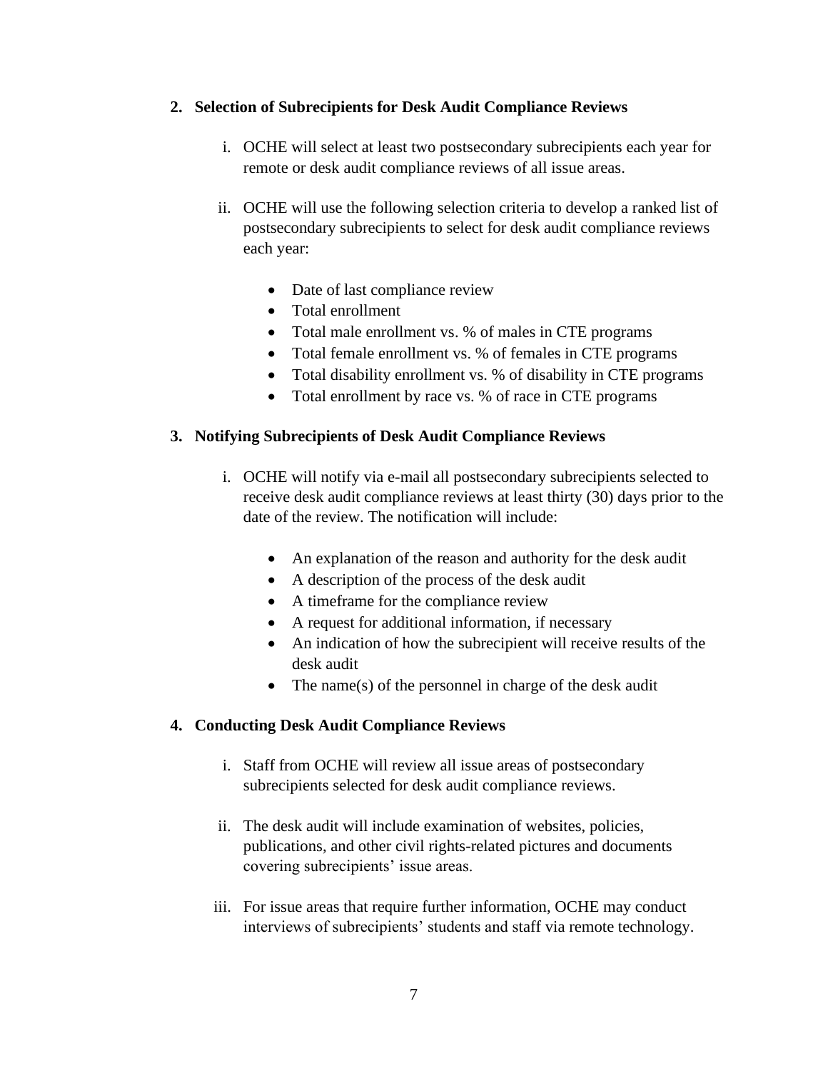## 2. Selection of Subrecipients for Desk Audit Compliance Reviews

i. OCHE will select at least two postsecondary subrecipients each year for remote or desk audit compliance reviews of all issue areas.

ii. OCHE will use the following selection criteria to develop a ranked list of postsecondary subrecipients to select for desk audit compliance reviews each year:

- Date of last compliance review
- Total enrollment
- Total male enrollment vs. % of males in CTE programs
- Total female enrollment vs. % of females in CTE programs
- Total disability enrollment vs. % of disability in CTE programs
- Total enrollment by race vs. % of race in CTE programs

## 3. Notifying Subrecipients of Desk Audit Compliance Reviews

i. OCHE will notify via e-mail all postsecondary subrecipients selected to receive desk audit compliance reviews at least thirty (30) days prior to the date of the review. The notification will include:

- An explanation of the reason and authority for the desk audit
- A description of the process of the desk audit
- A timeframe for the compliance review
- A request for additional information, if necessary
- An indication of how the subrecipient will receive results of the desk audit
- The name(s) of the personnel in charge of the desk audit

## 4. Conducting Desk Audit Compliance Reviews

i. Staff from OCHE will review all issue areas of postsecondary subrecipients selected for desk audit compliance reviews.

ii. The desk audit will include examination of websites, policies, publications, and other civil rights-related pictures and documents covering subrecipients' issue areas.

iii. For issue areas that require further information, OCHE may conduct interviews of subrecipients' students and staff via remote technology.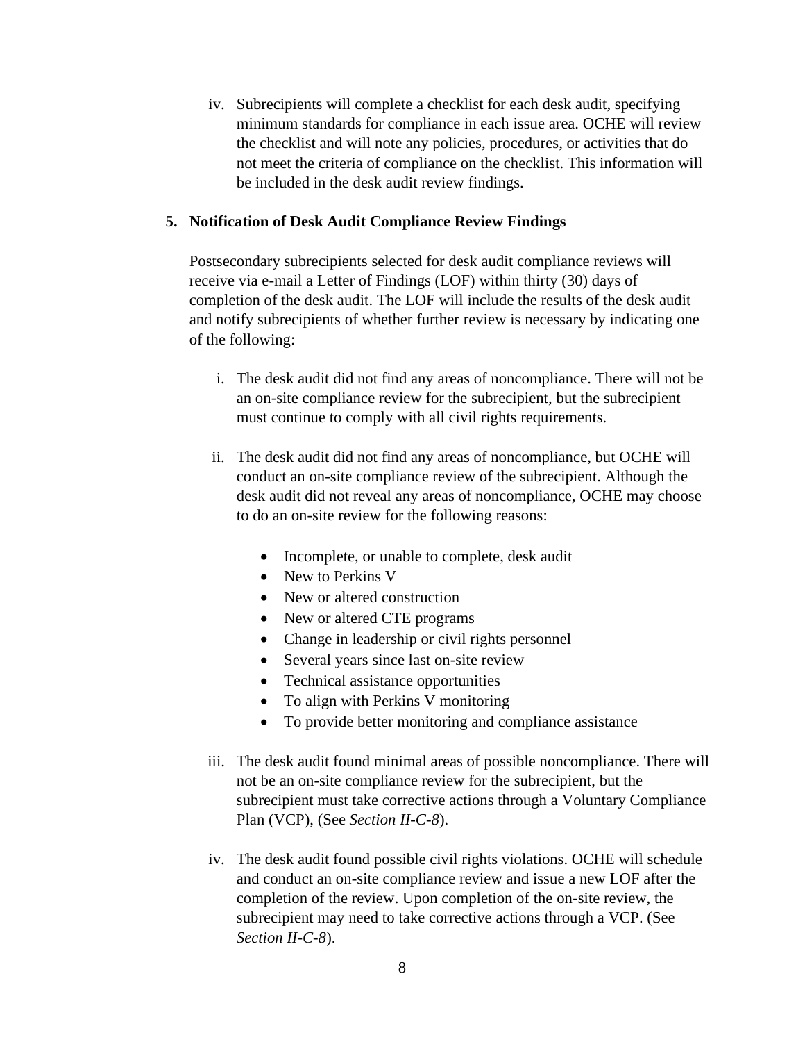iv. Subrecipients will complete a checklist for each desk audit, specifying minimum standards for compliance in each issue area. OCHE will review the checklist and will note any policies, procedures, or activities that do not meet the criteria of compliance on the checklist. This information will be included in the desk audit review findings.

**5. Notification of Desk Audit Compliance Review Findings**

Postsecondary subrecipients selected for desk audit compliance reviews will receive via e-mail a Letter of Findings (LOF) within thirty (30) days of completion of the desk audit. The LOF will include the results of the desk audit and notify subrecipients of whether further review is necessary by indicating one of the following:

i. The desk audit did not find any areas of noncompliance. There will not be an on-site compliance review for the subrecipient, but the subrecipient must continue to comply with all civil rights requirements.

ii. The desk audit did not find any areas of noncompliance, but OCHE will conduct an on-site compliance review of the subrecipient. Although the desk audit did not reveal any areas of noncompliance, OCHE may choose to do an on-site review for the following reasons:

- Incomplete, or unable to complete, desk audit
- New to Perkins V
- New or altered construction
- New or altered CTE programs
- Change in leadership or civil rights personnel
- Several years since last on-site review
- Technical assistance opportunities
- To align with Perkins V monitoring
- To provide better monitoring and compliance assistance

iii. The desk audit found minimal areas of possible noncompliance. There will not be an on-site compliance review for the subrecipient, but the subrecipient must take corrective actions through a Voluntary Compliance Plan (VCP), (See *Section II-C-8*).

iv. The desk audit found possible civil rights violations. OCHE will schedule and conduct an on-site compliance review and issue a new LOF after the completion of the review. Upon completion of the on-site review, the subrecipient may need to take corrective actions through a VCP. (See *Section II-C-8*).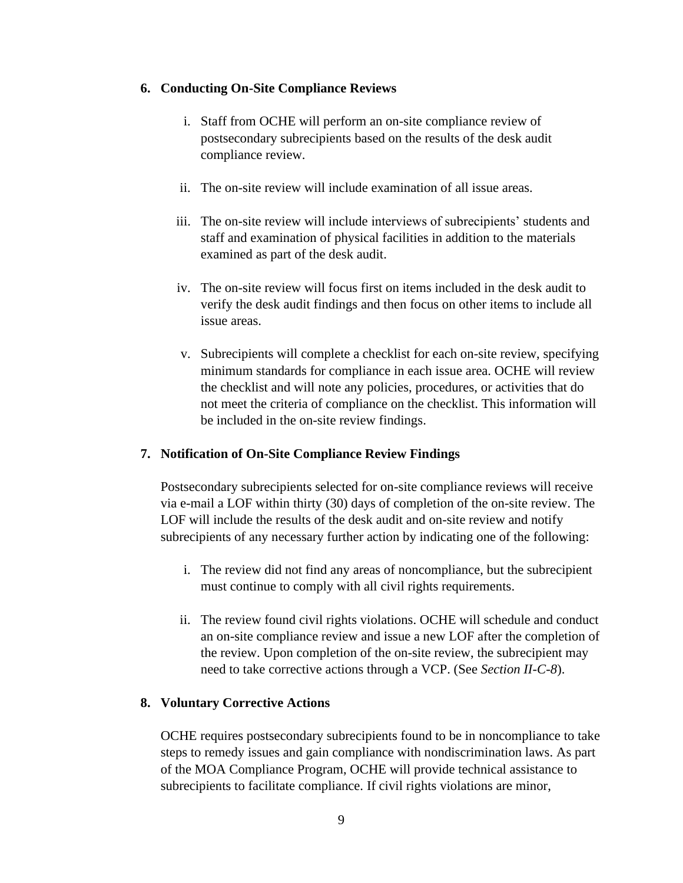### 6. Conducting On-Site Compliance Reviews

i. Staff from OCHE will perform an on-site compliance review of postsecondary subrecipients based on the results of the desk audit compliance review.

ii. The on-site review will include examination of all issue areas.

iii. The on-site review will include interviews of subrecipients' students and staff and examination of physical facilities in addition to the materials examined as part of the desk audit.

iv. The on-site review will focus first on items included in the desk audit to verify the desk audit findings and then focus on other items to include all issue areas.

v. Subrecipients will complete a checklist for each on-site review, specifying minimum standards for compliance in each issue area. OCHE will review the checklist and will note any policies, procedures, or activities that do not meet the criteria of compliance on the checklist. This information will be included in the on-site review findings.

### 7. Notification of On-Site Compliance Review Findings

Postsecondary subrecipients selected for on-site compliance reviews will receive via e-mail a LOF within thirty (30) days of completion of the on-site review. The LOF will include the results of the desk audit and on-site review and notify subrecipients of any necessary further action by indicating one of the following:

i. The review did not find any areas of noncompliance, but the subrecipient must continue to comply with all civil rights requirements.

ii. The review found civil rights violations. OCHE will schedule and conduct an on-site compliance review and issue a new LOF after the completion of the review. Upon completion of the on-site review, the subrecipient may need to take corrective actions through a VCP. (See *Section II-C-8*).

### 8. Voluntary Corrective Actions

OCHE requires postsecondary subrecipients found to be in noncompliance to take steps to remedy issues and gain compliance with nondiscrimination laws. As part of the MOA Compliance Program, OCHE will provide technical assistance to subrecipients to facilitate compliance. If civil rights violations are minor,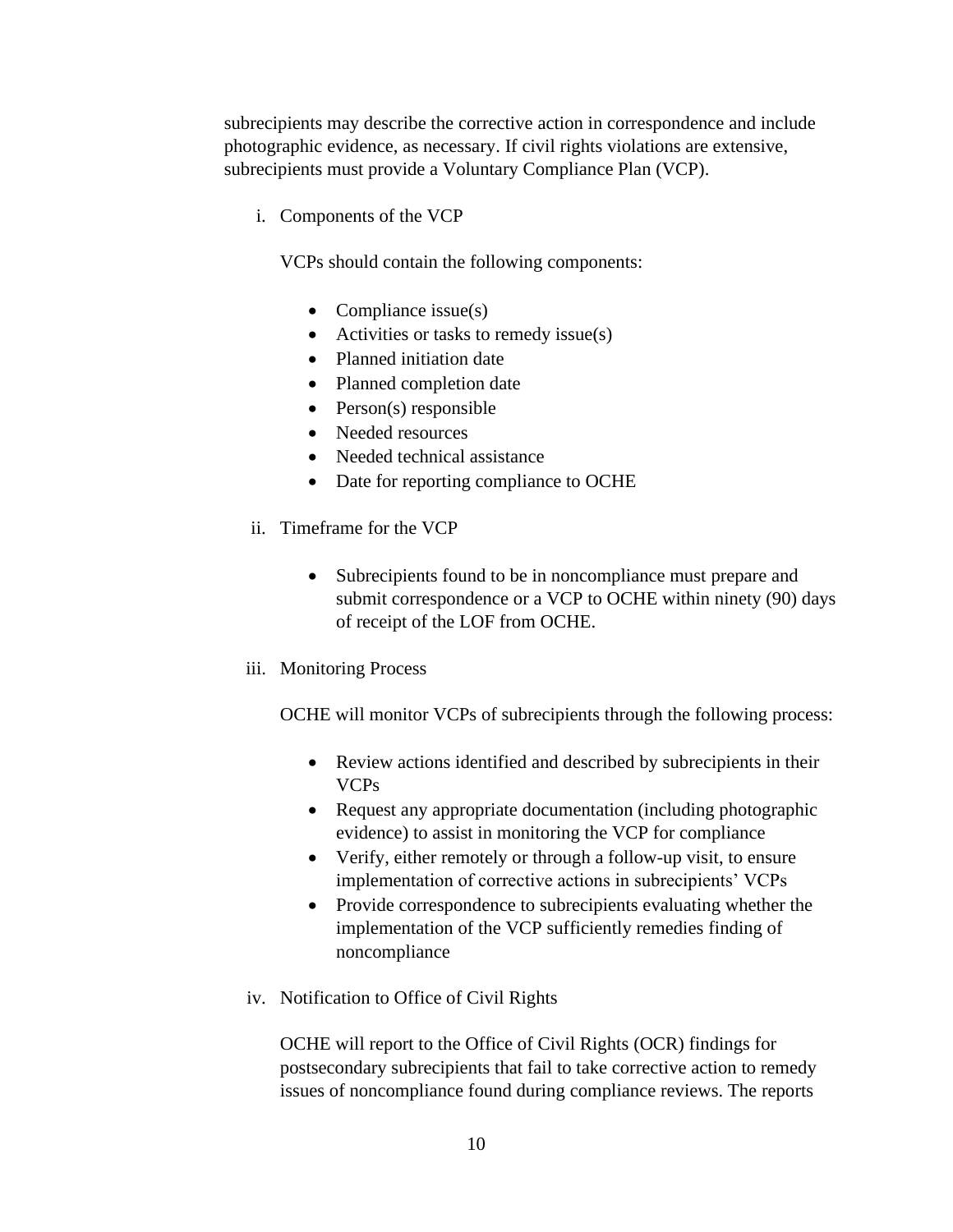subrecipients may describe the corrective action in correspondence and include photographic evidence, as necessary. If civil rights violations are extensive, subrecipients must provide a Voluntary Compliance Plan (VCP).

i. Components of the VCP

VCPs should contain the following components:

- Compliance issue(s)
- Activities or tasks to remedy issue(s)
- Planned initiation date
- Planned completion date
- Person(s) responsible
- Needed resources
- Needed technical assistance
- Date for reporting compliance to OCHE

ii. Timeframe for the VCP

- Subrecipients found to be in noncompliance must prepare and submit correspondence or a VCP to OCHE within ninety (90) days of receipt of the LOF from OCHE.

iii. Monitoring Process

OCHE will monitor VCPs of subrecipients through the following process:

- Review actions identified and described by subrecipients in their VCPs
- Request any appropriate documentation (including photographic evidence) to assist in monitoring the VCP for compliance
- Verify, either remotely or through a follow-up visit, to ensure implementation of corrective actions in subrecipients' VCPs
- Provide correspondence to subrecipients evaluating whether the implementation of the VCP sufficiently remedies finding of noncompliance

iv. Notification to Office of Civil Rights

OCHE will report to the Office of Civil Rights (OCR) findings for postsecondary subrecipients that fail to take corrective action to remedy issues of noncompliance found during compliance reviews. The reports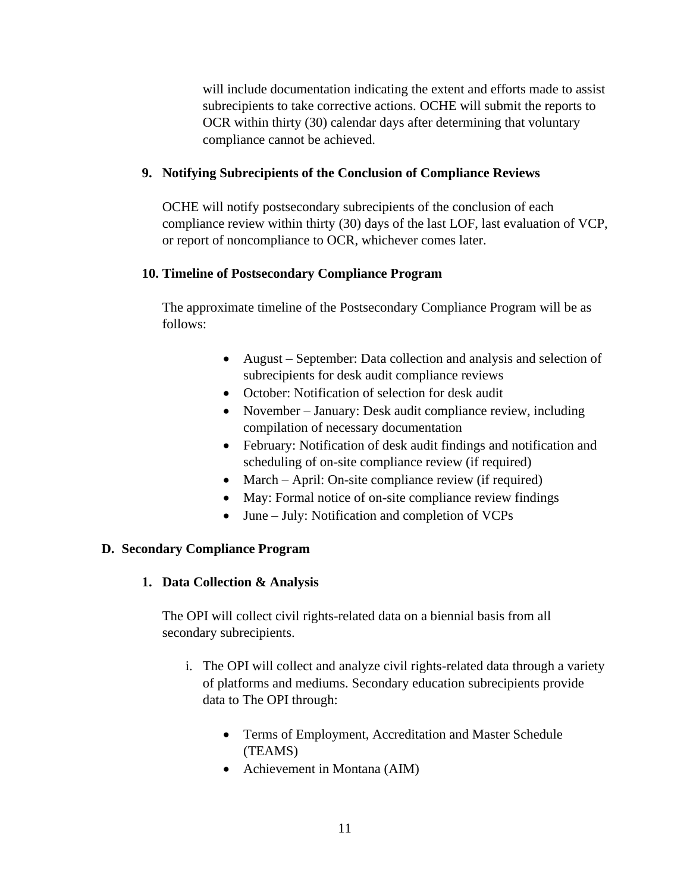will include documentation indicating the extent and efforts made to assist subrecipients to take corrective actions. OCHE will submit the reports to OCR within thirty (30) calendar days after determining that voluntary compliance cannot be achieved.

**9. Notifying Subrecipients of the Conclusion of Compliance Reviews**

OCHE will notify postsecondary subrecipients of the conclusion of each compliance review within thirty (30) days of the last LOF, last evaluation of VCP, or report of noncompliance to OCR, whichever comes later.

**10. Timeline of Postsecondary Compliance Program**

The approximate timeline of the Postsecondary Compliance Program will be as follows:

- August – September: Data collection and analysis and selection of subrecipients for desk audit compliance reviews
- October: Notification of selection for desk audit
- November – January: Desk audit compliance review, including compilation of necessary documentation
- February: Notification of desk audit findings and notification and scheduling of on-site compliance review (if required)
- March – April: On-site compliance review (if required)
- May: Formal notice of on-site compliance review findings
- June – July: Notification and completion of VCPs

**D. Secondary Compliance Program**

**1. Data Collection & Analysis**

The OPI will collect civil rights-related data on a biennial basis from all secondary subrecipients.

i. The OPI will collect and analyze civil rights-related data through a variety of platforms and mediums. Secondary education subrecipients provide data to The OPI through:

- Terms of Employment, Accreditation and Master Schedule (TEAMS)
- Achievement in Montana (AIM)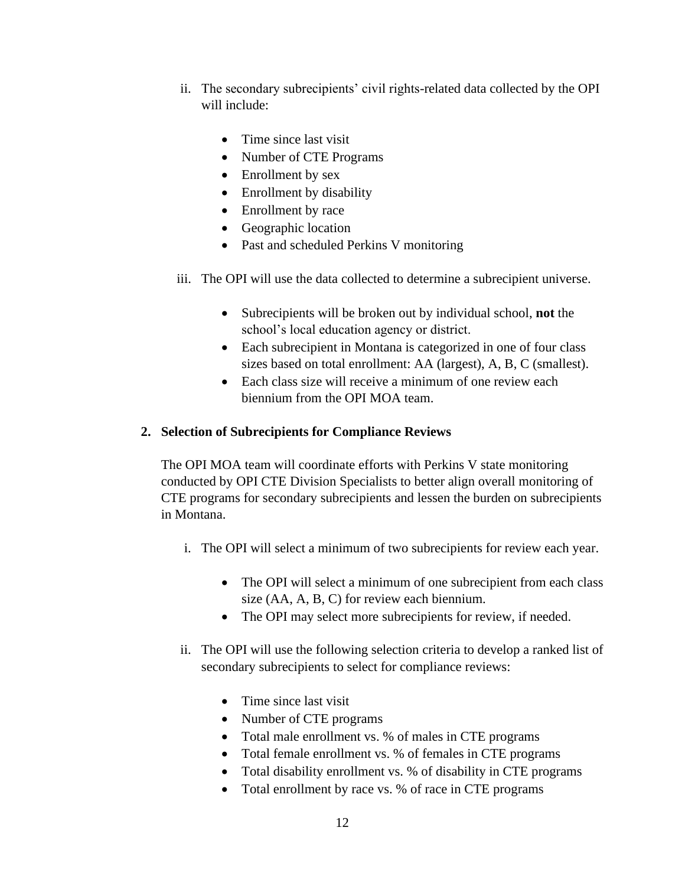ii. The secondary subrecipients' civil rights-related data collected by the OPI will include:

- Time since last visit
- Number of CTE Programs
- Enrollment by sex
- Enrollment by disability
- Enrollment by race
- Geographic location
- Past and scheduled Perkins V monitoring

iii. The OPI will use the data collected to determine a subrecipient universe.

- Subrecipients will be broken out by individual school, **not** the school's local education agency or district.
- Each subrecipient in Montana is categorized in one of four class sizes based on total enrollment: AA (largest), A, B, C (smallest).
- Each class size will receive a minimum of one review each biennium from the OPI MOA team.

**2. Selection of Subrecipients for Compliance Reviews**

The OPI MOA team will coordinate efforts with Perkins V state monitoring conducted by OPI CTE Division Specialists to better align overall monitoring of CTE programs for secondary subrecipients and lessen the burden on subrecipients in Montana.

i. The OPI will select a minimum of two subrecipients for review each year.

- The OPI will select a minimum of one subrecipient from each class size (AA, A, B, C) for review each biennium.
- The OPI may select more subrecipients for review, if needed.

ii. The OPI will use the following selection criteria to develop a ranked list of secondary subrecipients to select for compliance reviews:

- Time since last visit
- Number of CTE programs
- Total male enrollment vs. % of males in CTE programs
- Total female enrollment vs. % of females in CTE programs
- Total disability enrollment vs. % of disability in CTE programs
- Total enrollment by race vs. % of race in CTE programs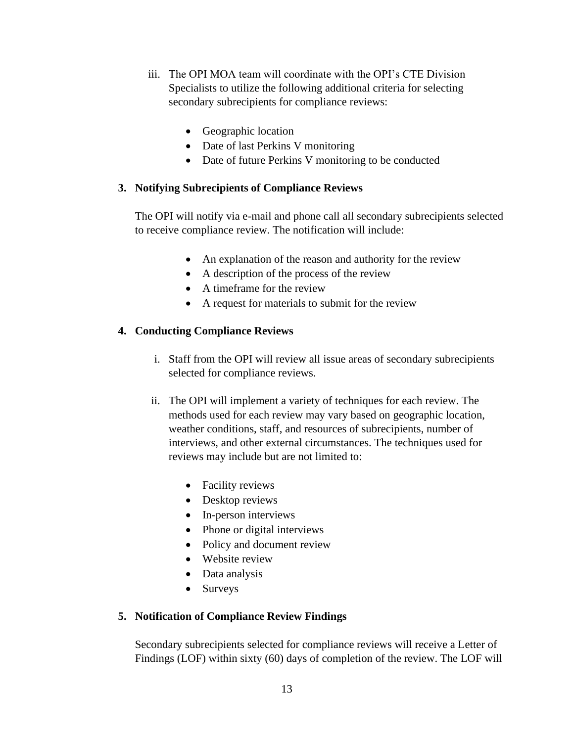iii. The OPI MOA team will coordinate with the OPI's CTE Division Specialists to utilize the following additional criteria for selecting secondary subrecipients for compliance reviews:

- Geographic location
- Date of last Perkins V monitoring
- Date of future Perkins V monitoring to be conducted

**3. Notifying Subrecipients of Compliance Reviews**

The OPI will notify via e-mail and phone call all secondary subrecipients selected to receive compliance review. The notification will include:

- An explanation of the reason and authority for the review
- A description of the process of the review
- A timeframe for the review
- A request for materials to submit for the review

**4. Conducting Compliance Reviews**

i. Staff from the OPI will review all issue areas of secondary subrecipients selected for compliance reviews.

ii. The OPI will implement a variety of techniques for each review. The methods used for each review may vary based on geographic location, weather conditions, staff, and resources of subrecipients, number of interviews, and other external circumstances. The techniques used for reviews may include but are not limited to:

- Facility reviews
- Desktop reviews
- In-person interviews
- Phone or digital interviews
- Policy and document review
- Website review
- Data analysis
- Surveys

**5. Notification of Compliance Review Findings**

Secondary subrecipients selected for compliance reviews will receive a Letter of Findings (LOF) within sixty (60) days of completion of the review. The LOF will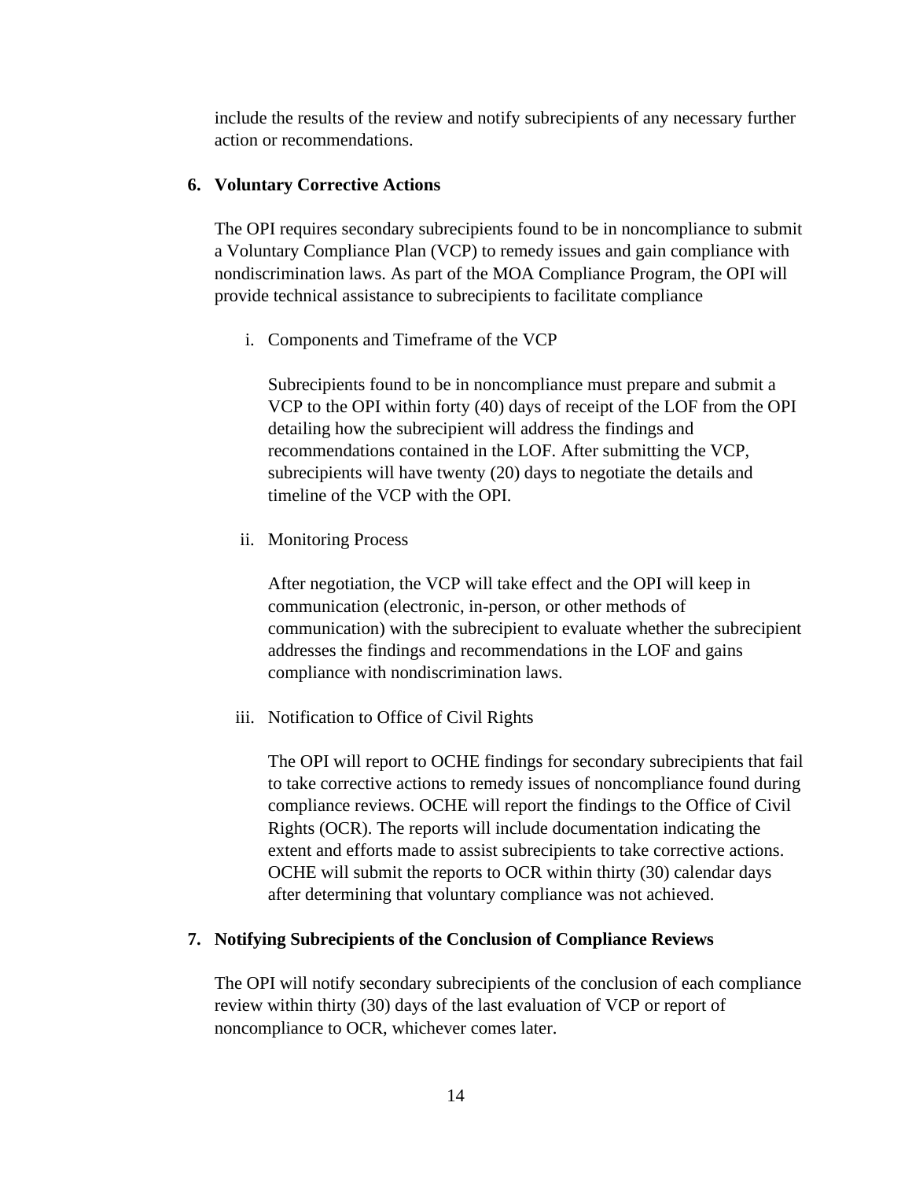include the results of the review and notify subrecipients of any necessary further action or recommendations.

### 6. Voluntary Corrective Actions

The OPI requires secondary subrecipients found to be in noncompliance to submit a Voluntary Compliance Plan (VCP) to remedy issues and gain compliance with nondiscrimination laws. As part of the MOA Compliance Program, the OPI will provide technical assistance to subrecipients to facilitate compliance

i. Components and Timeframe of the VCP

Subrecipients found to be in noncompliance must prepare and submit a VCP to the OPI within forty (40) days of receipt of the LOF from the OPI detailing how the subrecipient will address the findings and recommendations contained in the LOF. After submitting the VCP, subrecipients will have twenty (20) days to negotiate the details and timeline of the VCP with the OPI.

ii. Monitoring Process

After negotiation, the VCP will take effect and the OPI will keep in communication (electronic, in-person, or other methods of communication) with the subrecipient to evaluate whether the subrecipient addresses the findings and recommendations in the LOF and gains compliance with nondiscrimination laws.

iii. Notification to Office of Civil Rights

The OPI will report to OCHE findings for secondary subrecipients that fail to take corrective actions to remedy issues of noncompliance found during compliance reviews. OCHE will report the findings to the Office of Civil Rights (OCR). The reports will include documentation indicating the extent and efforts made to assist subrecipients to take corrective actions. OCHE will submit the reports to OCR within thirty (30) calendar days after determining that voluntary compliance was not achieved.

### 7. Notifying Subrecipients of the Conclusion of Compliance Reviews

The OPI will notify secondary subrecipients of the conclusion of each compliance review within thirty (30) days of the last evaluation of VCP or report of noncompliance to OCR, whichever comes later.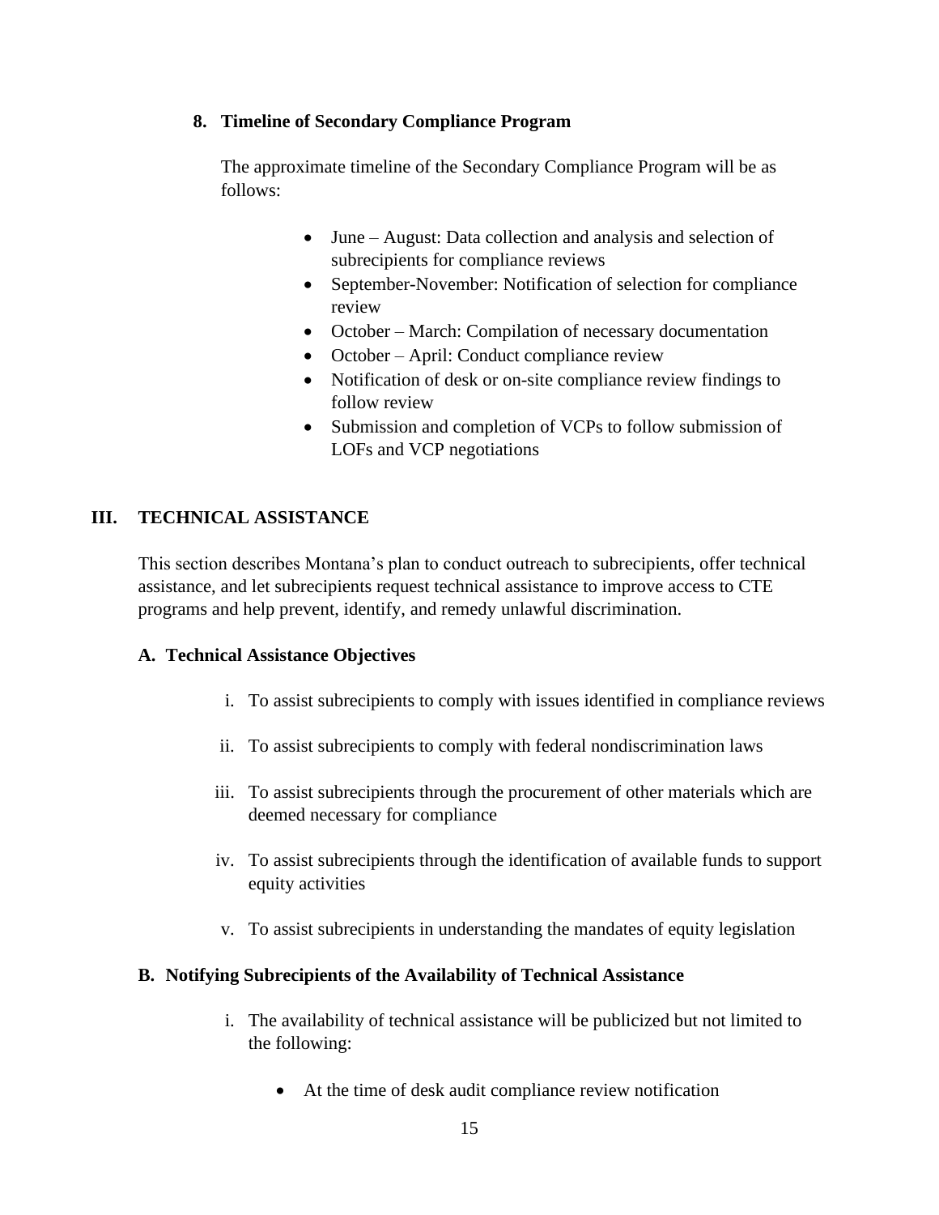### 8. Timeline of Secondary Compliance Program

The approximate timeline of the Secondary Compliance Program will be as follows:

- June – August: Data collection and analysis and selection of subrecipients for compliance reviews
- September-November: Notification of selection for compliance review
- October – March: Compilation of necessary documentation
- October – April: Conduct compliance review
- Notification of desk or on-site compliance review findings to follow review
- Submission and completion of VCPs to follow submission of LOFs and VCP negotiations

## III. TECHNICAL ASSISTANCE

This section describes Montana's plan to conduct outreach to subrecipients, offer technical assistance, and let subrecipients request technical assistance to improve access to CTE programs and help prevent, identify, and remedy unlawful discrimination.

### A. Technical Assistance Objectives

i. To assist subrecipients to comply with issues identified in compliance reviews

ii. To assist subrecipients to comply with federal nondiscrimination laws

iii. To assist subrecipients through the procurement of other materials which are deemed necessary for compliance

iv. To assist subrecipients through the identification of available funds to support equity activities

v. To assist subrecipients in understanding the mandates of equity legislation

### B. Notifying Subrecipients of the Availability of Technical Assistance

i. The availability of technical assistance will be publicized but not limited to the following:

- At the time of desk audit compliance review notification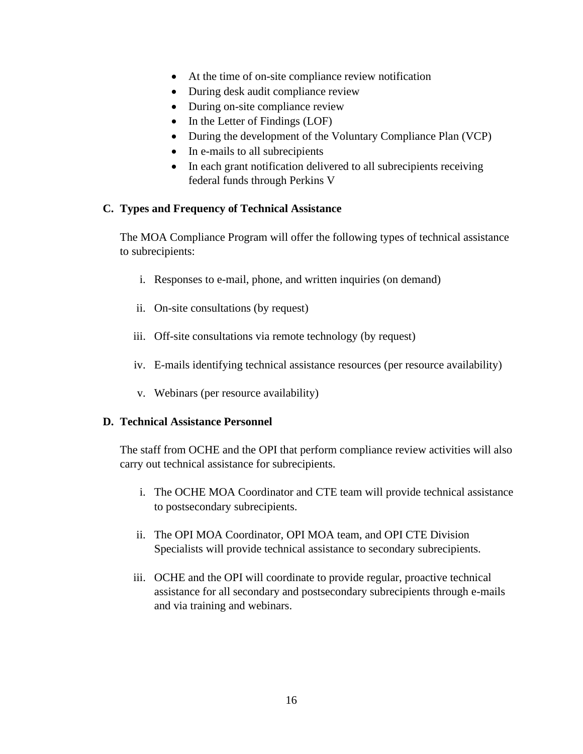- At the time of on-site compliance review notification
- During desk audit compliance review
- During on-site compliance review
- In the Letter of Findings (LOF)
- During the development of the Voluntary Compliance Plan (VCP)
- In e-mails to all subrecipients
- In each grant notification delivered to all subrecipients receiving federal funds through Perkins V

### C. Types and Frequency of Technical Assistance

The MOA Compliance Program will offer the following types of technical assistance to subrecipients:

i. Responses to e-mail, phone, and written inquiries (on demand)

ii. On-site consultations (by request)

iii. Off-site consultations via remote technology (by request)

iv. E-mails identifying technical assistance resources (per resource availability)

v. Webinars (per resource availability)

### D. Technical Assistance Personnel

The staff from OCHE and the OPI that perform compliance review activities will also carry out technical assistance for subrecipients.

i. The OCHE MOA Coordinator and CTE team will provide technical assistance to postsecondary subrecipients.

ii. The OPI MOA Coordinator, OPI MOA team, and OPI CTE Division Specialists will provide technical assistance to secondary subrecipients.

iii. OCHE and the OPI will coordinate to provide regular, proactive technical assistance for all secondary and postsecondary subrecipients through e-mails and via training and webinars.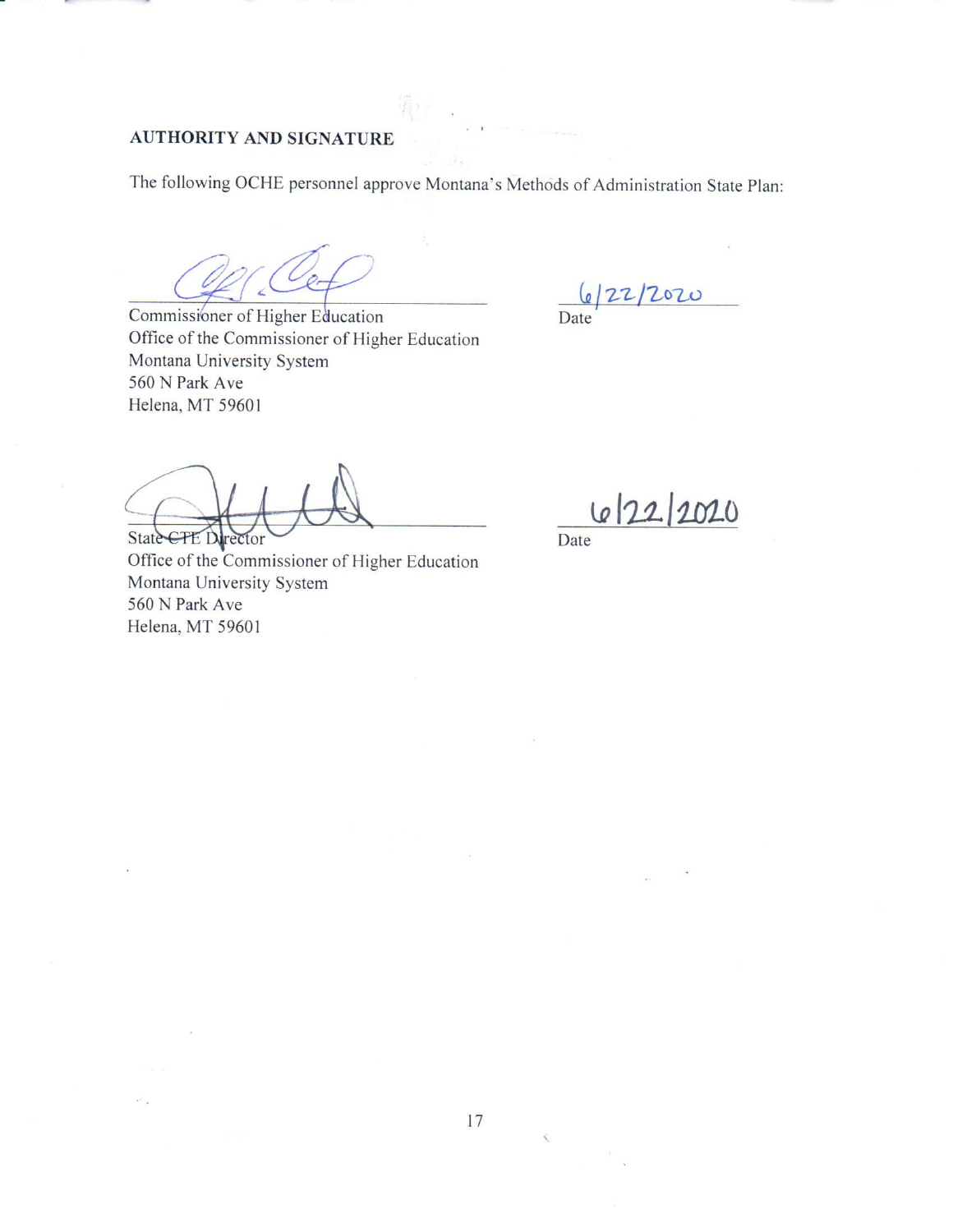**AUTHORITY AND SIGNATURE**

The following OCHE personnel approve Montana's Methods of Administration State Plan:

Commissioner of Higher Education
Office of the Commissioner of Higher Education
Montana University System
560 N Park Ave
Helena, MT 59601

6/22/2020
Date

~~State CTE~~ Director
Office of the Commissioner of Higher Education
Montana University System
560 N Park Ave
Helena, MT 59601

6/22/2020
Date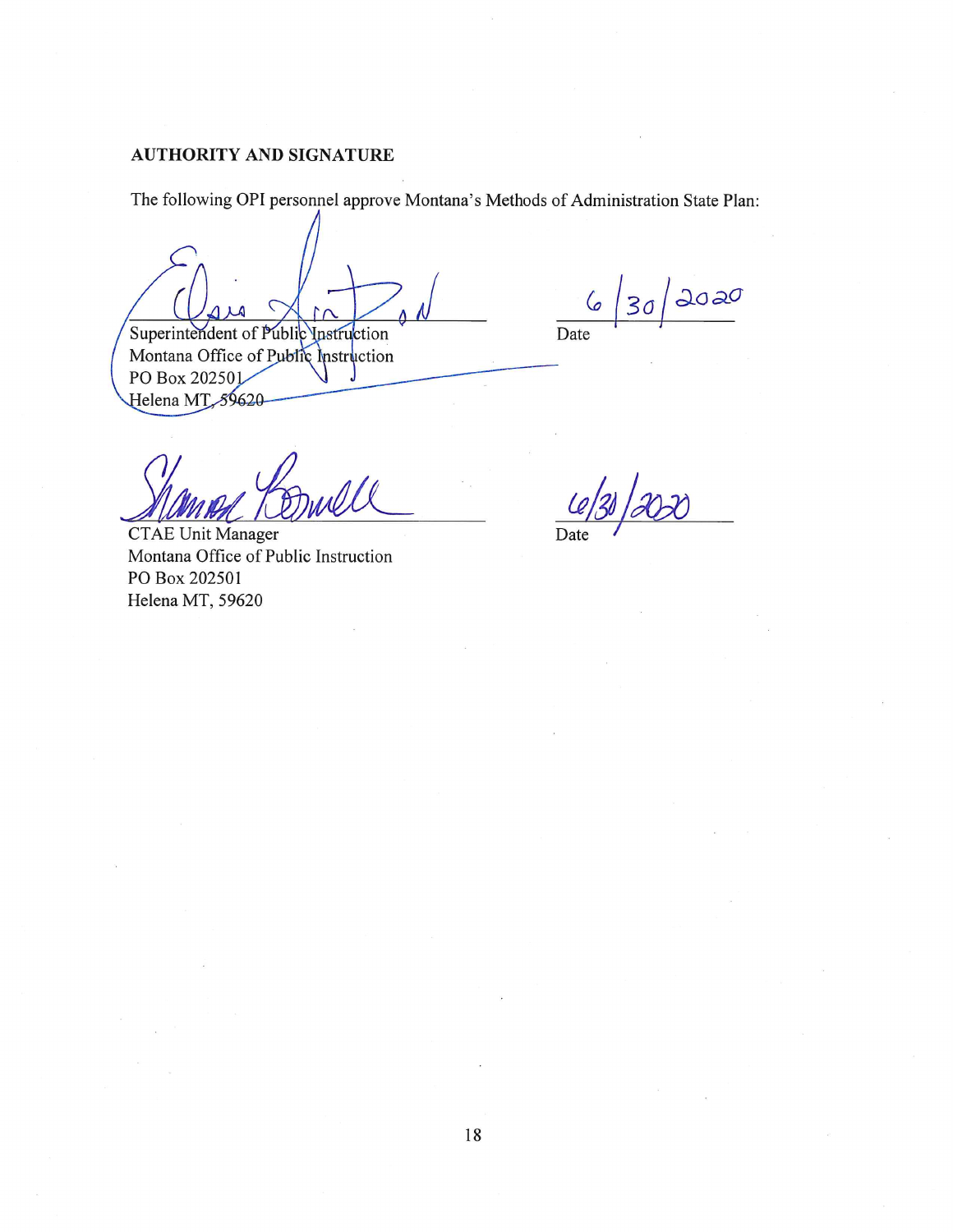**AUTHORITY AND SIGNATURE**

The following OPI personnel approve Montana's Methods of Administration State Plan:

Superintendent of Public Instruction
Montana Office of Public Instruction
PO Box 202501
Helena MT, 59620

Date: 6/30/2020

CTAE Unit Manager
Montana Office of Public Instruction
PO Box 202501
Helena MT, 59620

Date: 6/30/2020